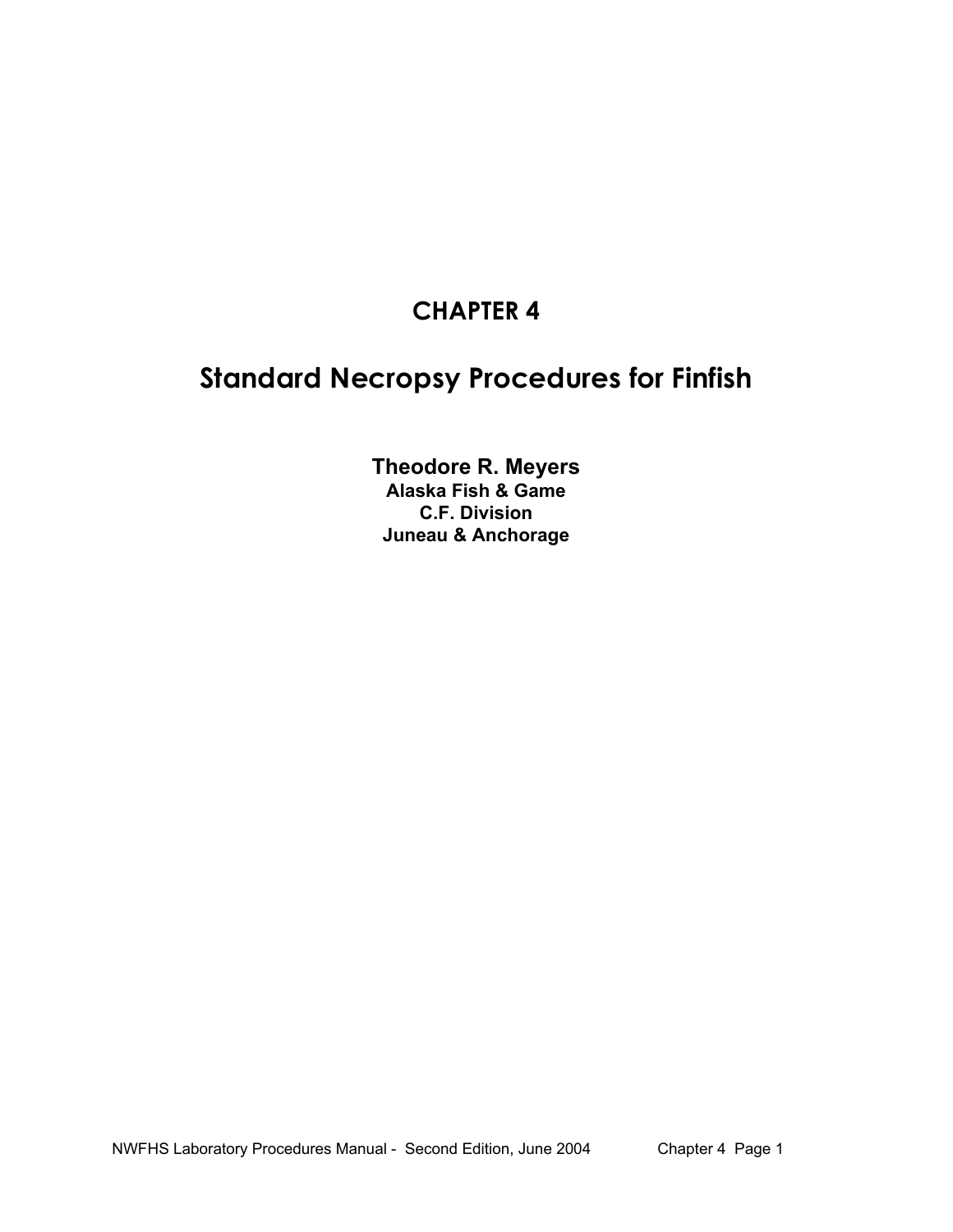# CHAPTER 4

# Standard Necropsy Procedures for Finfish

**Theodore R. Meyers**
**Alaska Fish & Game**
**C.F. Division**
**Juneau & Anchorage**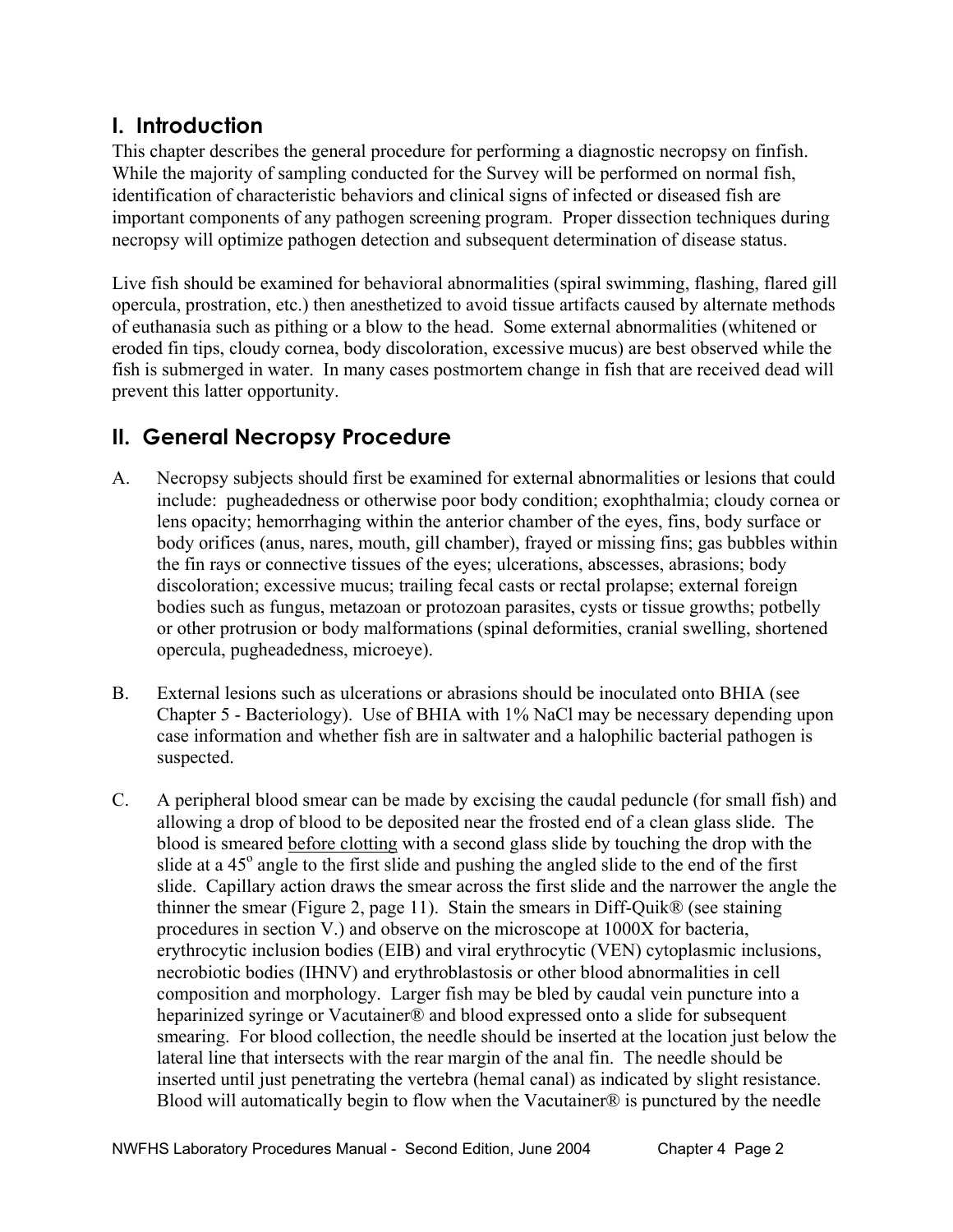## I. Introduction

This chapter describes the general procedure for performing a diagnostic necropsy on finfish. While the majority of sampling conducted for the Survey will be performed on normal fish, identification of characteristic behaviors and clinical signs of infected or diseased fish are important components of any pathogen screening program. Proper dissection techniques during necropsy will optimize pathogen detection and subsequent determination of disease status.

Live fish should be examined for behavioral abnormalities (spiral swimming, flashing, flared gill opercula, prostration, etc.) then anesthetized to avoid tissue artifacts caused by alternate methods of euthanasia such as pithing or a blow to the head. Some external abnormalities (whitened or eroded fin tips, cloudy cornea, body discoloration, excessive mucus) are best observed while the fish is submerged in water. In many cases postmortem change in fish that are received dead will prevent this latter opportunity.

## II. General Necropsy Procedure

A. Necropsy subjects should first be examined for external abnormalities or lesions that could include: pugheadedness or otherwise poor body condition; exophthalmia; cloudy cornea or lens opacity; hemorrhaging within the anterior chamber of the eyes, fins, body surface or body orifices (anus, nares, mouth, gill chamber), frayed or missing fins; gas bubbles within the fin rays or connective tissues of the eyes; ulcerations, abscesses, abrasions; body discoloration; excessive mucus; trailing fecal casts or rectal prolapse; external foreign bodies such as fungus, metazoan or protozoan parasites, cysts or tissue growths; potbelly or other protrusion or body malformations (spinal deformities, cranial swelling, shortened opercula, pugheadedness, microeye).

B. External lesions such as ulcerations or abrasions should be inoculated onto BHIA (see Chapter 5 - Bacteriology). Use of BHIA with 1% NaCl may be necessary depending upon case information and whether fish are in saltwater and a halophilic bacterial pathogen is suspected.

C. A peripheral blood smear can be made by excising the caudal peduncle (for small fish) and allowing a drop of blood to be deposited near the frosted end of a clean glass slide. The blood is smeared before clotting with a second glass slide by touching the drop with the slide at a 45° angle to the first slide and pushing the angled slide to the end of the first slide. Capillary action draws the smear across the first slide and the narrower the angle the thinner the smear (Figure 2, page 11). Stain the smears in Diff-Quik® (see staining procedures in section V.) and observe on the microscope at 1000X for bacteria, erythrocytic inclusion bodies (EIB) and viral erythrocytic (VEN) cytoplasmic inclusions, necrobiotic bodies (IHNV) and erythroblastosis or other blood abnormalities in cell composition and morphology. Larger fish may be bled by caudal vein puncture into a heparinized syringe or Vacutainer® and blood expressed onto a slide for subsequent smearing. For blood collection, the needle should be inserted at the location just below the lateral line that intersects with the rear margin of the anal fin. The needle should be inserted until just penetrating the vertebra (hemal canal) as indicated by slight resistance. Blood will automatically begin to flow when the Vacutainer® is punctured by the needle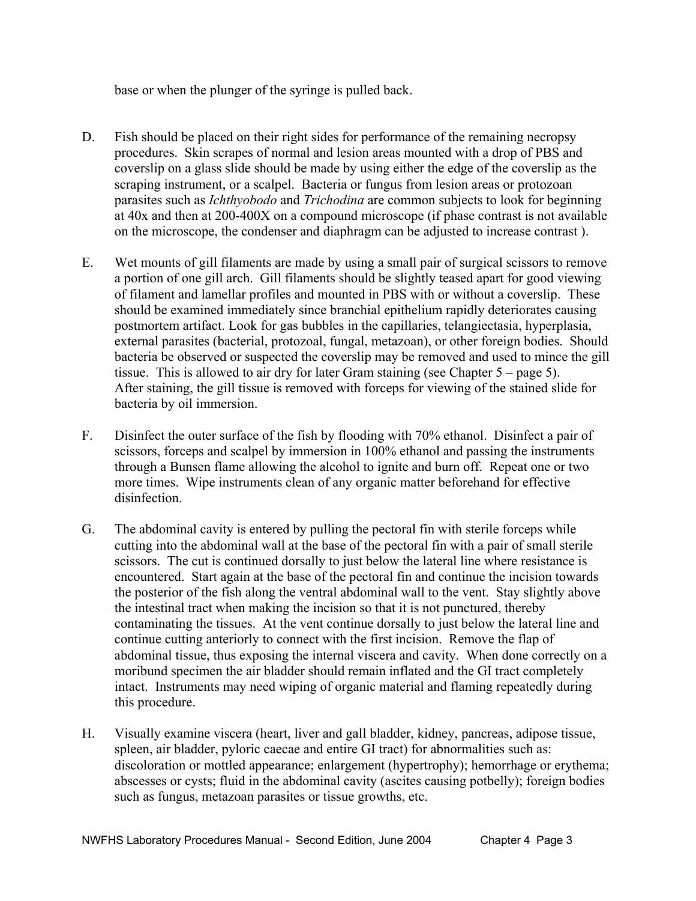base or when the plunger of the syringe is pulled back.

D. Fish should be placed on their right sides for performance of the remaining necropsy procedures. Skin scrapes of normal and lesion areas mounted with a drop of PBS and coverslip on a glass slide should be made by using either the edge of the coverslip as the scraping instrument, or a scalpel. Bacteria or fungus from lesion areas or protozoan parasites such as *Ichthyobodo* and *Trichodina* are common subjects to look for beginning at 40x and then at 200-400X on a compound microscope (if phase contrast is not available on the microscope, the condenser and diaphragm can be adjusted to increase contrast ).

E. Wet mounts of gill filaments are made by using a small pair of surgical scissors to remove a portion of one gill arch. Gill filaments should be slightly teased apart for good viewing of filament and lamellar profiles and mounted in PBS with or without a coverslip. These should be examined immediately since branchial epithelium rapidly deteriorates causing postmortem artifact. Look for gas bubbles in the capillaries, telangiectasia, hyperplasia, external parasites (bacterial, protozoal, fungal, metazoan), or other foreign bodies. Should bacteria be observed or suspected the coverslip may be removed and used to mince the gill tissue. This is allowed to air dry for later Gram staining (see Chapter 5 – page 5). After staining, the gill tissue is removed with forceps for viewing of the stained slide for bacteria by oil immersion.

F. Disinfect the outer surface of the fish by flooding with 70% ethanol. Disinfect a pair of scissors, forceps and scalpel by immersion in 100% ethanol and passing the instruments through a Bunsen flame allowing the alcohol to ignite and burn off. Repeat one or two more times. Wipe instruments clean of any organic matter beforehand for effective disinfection.

G. The abdominal cavity is entered by pulling the pectoral fin with sterile forceps while cutting into the abdominal wall at the base of the pectoral fin with a pair of small sterile scissors. The cut is continued dorsally to just below the lateral line where resistance is encountered. Start again at the base of the pectoral fin and continue the incision towards the posterior of the fish along the ventral abdominal wall to the vent. Stay slightly above the intestinal tract when making the incision so that it is not punctured, thereby contaminating the tissues. At the vent continue dorsally to just below the lateral line and continue cutting anteriorly to connect with the first incision. Remove the flap of abdominal tissue, thus exposing the internal viscera and cavity. When done correctly on a moribund specimen the air bladder should remain inflated and the GI tract completely intact. Instruments may need wiping of organic material and flaming repeatedly during this procedure.

H. Visually examine viscera (heart, liver and gall bladder, kidney, pancreas, adipose tissue, spleen, air bladder, pyloric caecae and entire GI tract) for abnormalities such as: discoloration or mottled appearance; enlargement (hypertrophy); hemorrhage or erythema; abscesses or cysts; fluid in the abdominal cavity (ascites causing potbelly); foreign bodies such as fungus, metazoan parasites or tissue growths, etc.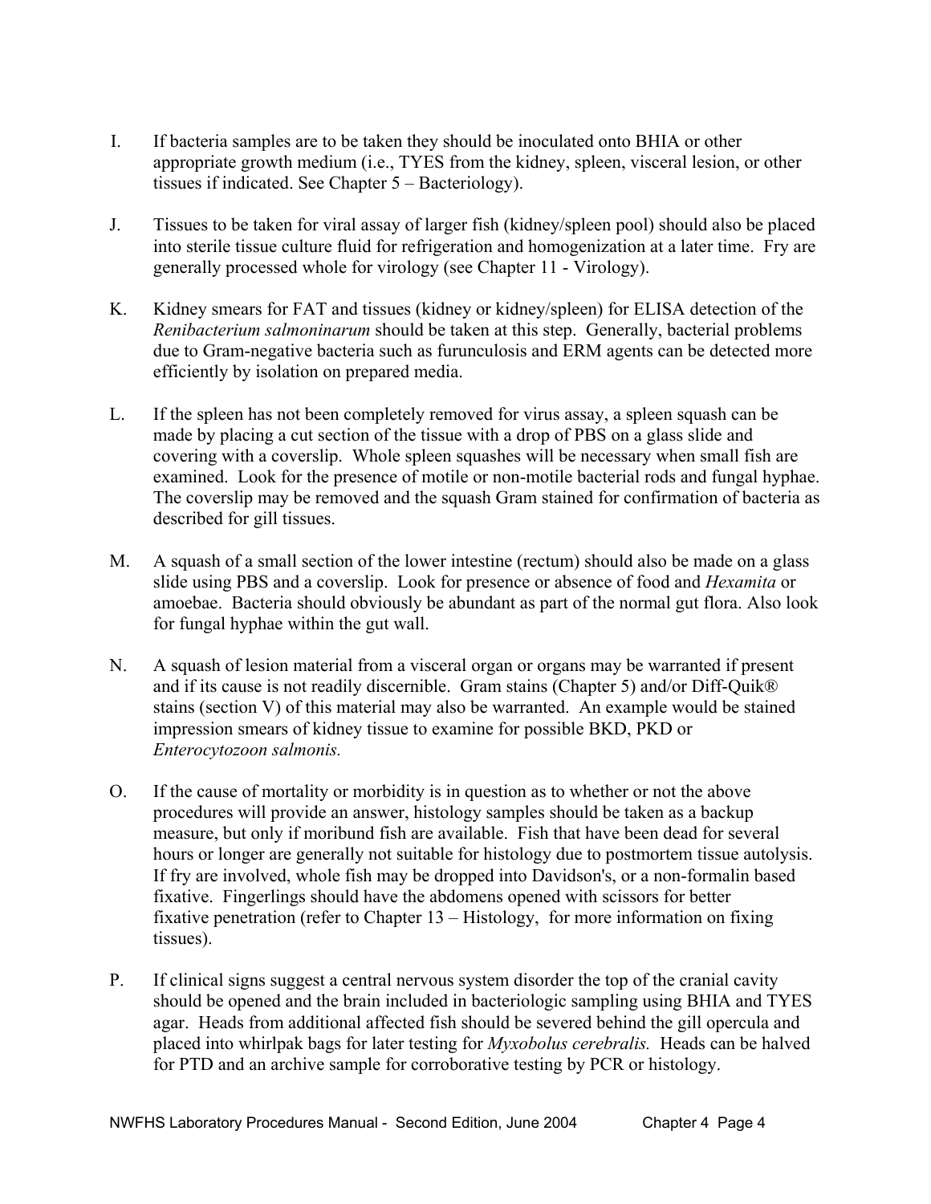I. If bacteria samples are to be taken they should be inoculated onto BHIA or other appropriate growth medium (i.e., TYES from the kidney, spleen, visceral lesion, or other tissues if indicated. See Chapter 5 – Bacteriology).

J. Tissues to be taken for viral assay of larger fish (kidney/spleen pool) should also be placed into sterile tissue culture fluid for refrigeration and homogenization at a later time. Fry are generally processed whole for virology (see Chapter 11 - Virology).

K. Kidney smears for FAT and tissues (kidney or kidney/spleen) for ELISA detection of the *Renibacterium salmoninarum* should be taken at this step. Generally, bacterial problems due to Gram-negative bacteria such as furunculosis and ERM agents can be detected more efficiently by isolation on prepared media.

L. If the spleen has not been completely removed for virus assay, a spleen squash can be made by placing a cut section of the tissue with a drop of PBS on a glass slide and covering with a coverslip. Whole spleen squashes will be necessary when small fish are examined. Look for the presence of motile or non-motile bacterial rods and fungal hyphae. The coverslip may be removed and the squash Gram stained for confirmation of bacteria as described for gill tissues.

M. A squash of a small section of the lower intestine (rectum) should also be made on a glass slide using PBS and a coverslip. Look for presence or absence of food and *Hexamita* or amoebae. Bacteria should obviously be abundant as part of the normal gut flora. Also look for fungal hyphae within the gut wall.

N. A squash of lesion material from a visceral organ or organs may be warranted if present and if its cause is not readily discernible. Gram stains (Chapter 5) and/or Diff-Quik® stains (section V) of this material may also be warranted. An example would be stained impression smears of kidney tissue to examine for possible BKD, PKD or *Enterocytozoon salmonis.*

O. If the cause of mortality or morbidity is in question as to whether or not the above procedures will provide an answer, histology samples should be taken as a backup measure, but only if moribund fish are available. Fish that have been dead for several hours or longer are generally not suitable for histology due to postmortem tissue autolysis. If fry are involved, whole fish may be dropped into Davidson's, or a non-formalin based fixative. Fingerlings should have the abdomens opened with scissors for better fixative penetration (refer to Chapter 13 – Histology, for more information on fixing tissues).

P. If clinical signs suggest a central nervous system disorder the top of the cranial cavity should be opened and the brain included in bacteriologic sampling using BHIA and TYES agar. Heads from additional affected fish should be severed behind the gill opercula and placed into whirlpak bags for later testing for *Myxobolus cerebralis.* Heads can be halved for PTD and an archive sample for corroborative testing by PCR or histology.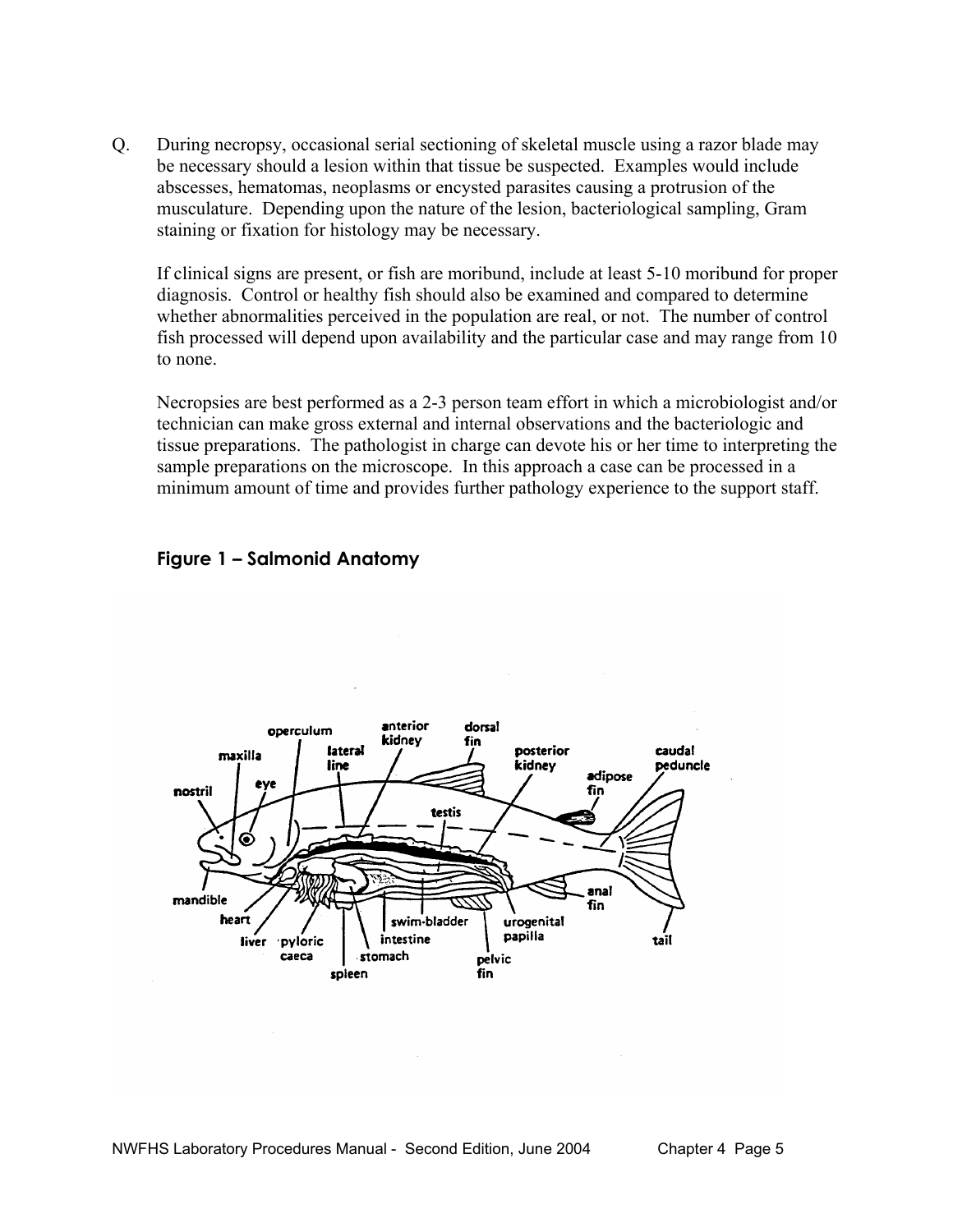Q. During necropsy, occasional serial sectioning of skeletal muscle using a razor blade may be necessary should a lesion within that tissue be suspected. Examples would include abscesses, hematomas, neoplasms or encysted parasites causing a protrusion of the musculature. Depending upon the nature of the lesion, bacteriological sampling, Gram staining or fixation for histology may be necessary.

If clinical signs are present, or fish are moribund, include at least 5-10 moribund for proper diagnosis. Control or healthy fish should also be examined and compared to determine whether abnormalities perceived in the population are real, or not. The number of control fish processed will depend upon availability and the particular case and may range from 10 to none.

Necropsies are best performed as a 2-3 person team effort in which a microbiologist and/or technician can make gross external and internal observations and the bacteriologic and tissue preparations. The pathologist in charge can devote his or her time to interpreting the sample preparations on the microscope. In this approach a case can be processed in a minimum amount of time and provides further pathology experience to the support staff.

### Figure 1 – Salmonid Anatomy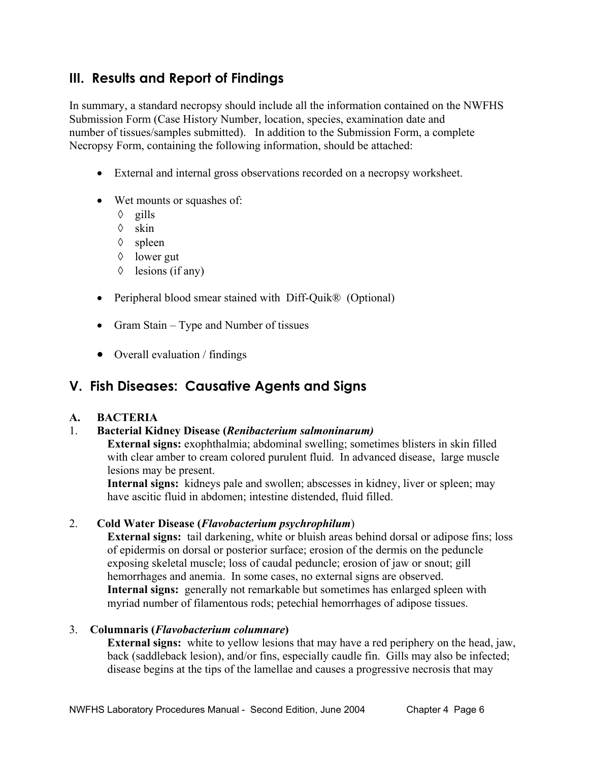## III. Results and Report of Findings

In summary, a standard necropsy should include all the information contained on the NWFHS Submission Form (Case History Number, location, species, examination date and number of tissues/samples submitted). In addition to the Submission Form, a complete Necropsy Form, containing the following information, should be attached:

- External and internal gross observations recorded on a necropsy worksheet.
- Wet mounts or squashes of:
  - ◊ gills
  - ◊ skin
  - ◊ spleen
  - ◊ lower gut
  - ◊ lesions (if any)
- Peripheral blood smear stained with Diff-Quik® (Optional)
- Gram Stain – Type and Number of tissues
- Overall evaluation / findings

## V. Fish Diseases: Causative Agents and Signs

### A. BACTERIA

1. **Bacterial Kidney Disease (*Renibacterium salmoninarum)***

   **External signs:** exophthalmia; abdominal swelling; sometimes blisters in skin filled with clear amber to cream colored purulent fluid. In advanced disease, large muscle lesions may be present.
   **Internal signs:** kidneys pale and swollen; abscesses in kidney, liver or spleen; may have ascitic fluid in abdomen; intestine distended, fluid filled.

2. **Cold Water Disease (*Flavobacterium psychrophilum*)**

   **External signs:** tail darkening, white or bluish areas behind dorsal or adipose fins; loss of epidermis on dorsal or posterior surface; erosion of the dermis on the peduncle exposing skeletal muscle; loss of caudal peduncle; erosion of jaw or snout; gill hemorrhages and anemia. In some cases, no external signs are observed.
   **Internal signs:** generally not remarkable but sometimes has enlarged spleen with myriad number of filamentous rods; petechial hemorrhages of adipose tissues.

3. **Columnaris (*Flavobacterium columnare*)**

   **External signs:** white to yellow lesions that may have a red periphery on the head, jaw, back (saddleback lesion), and/or fins, especially caudle fin. Gills may also be infected; disease begins at the tips of the lamellae and causes a progressive necrosis that may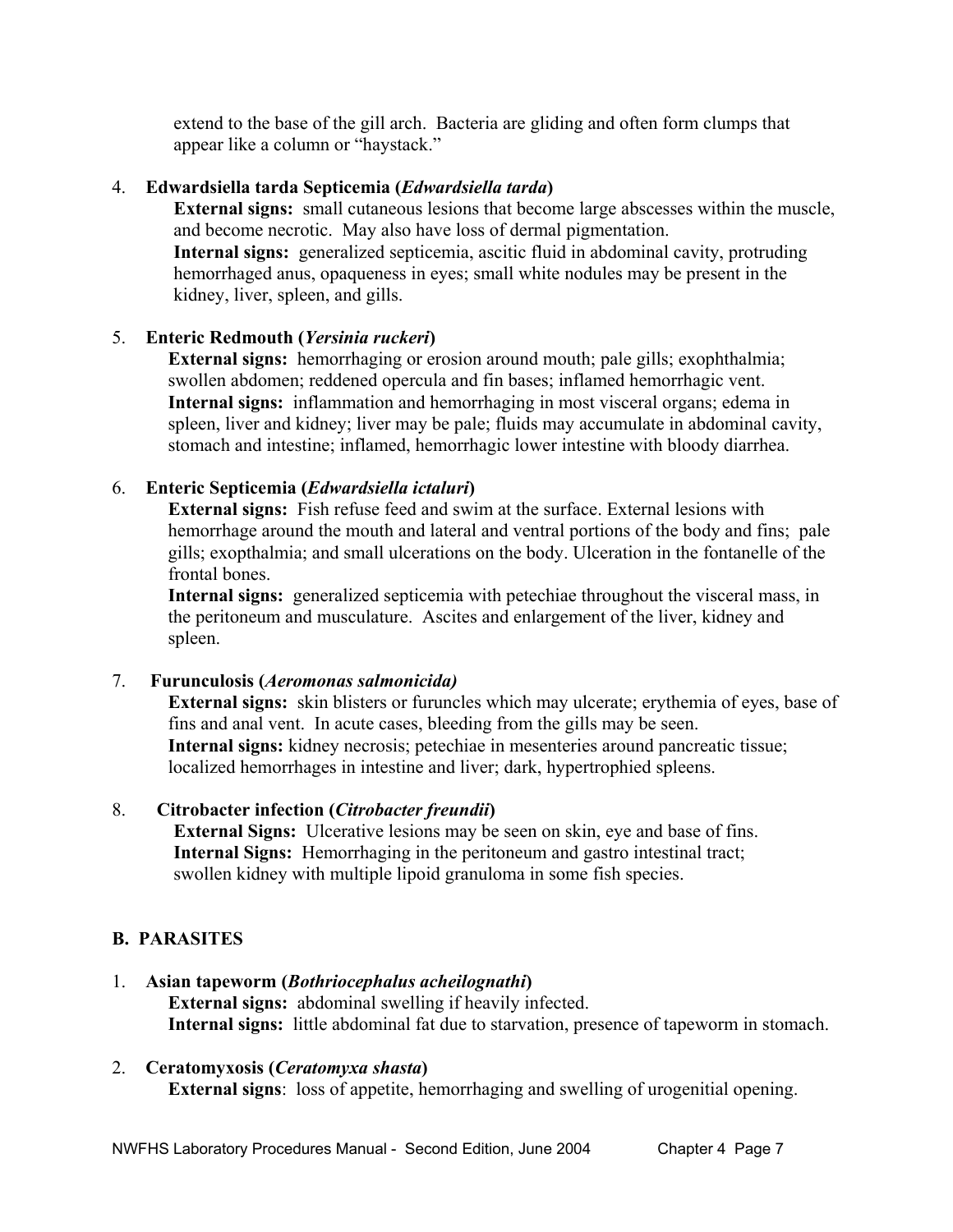extend to the base of the gill arch. Bacteria are gliding and often form clumps that appear like a column or "haystack."

4. **Edwardsiella tarda Septicemia (*Edwardsiella tarda*)**
   **External signs:** small cutaneous lesions that become large abscesses within the muscle, and become necrotic. May also have loss of dermal pigmentation.
   **Internal signs:** generalized septicemia, ascitic fluid in abdominal cavity, protruding hemorrhaged anus, opaqueness in eyes; small white nodules may be present in the kidney, liver, spleen, and gills.

5. **Enteric Redmouth (*Yersinia ruckeri*)**
   **External signs:** hemorrhaging or erosion around mouth; pale gills; exophthalmia; swollen abdomen; reddened opercula and fin bases; inflamed hemorrhagic vent.
   **Internal signs:** inflammation and hemorrhaging in most visceral organs; edema in spleen, liver and kidney; liver may be pale; fluids may accumulate in abdominal cavity, stomach and intestine; inflamed, hemorrhagic lower intestine with bloody diarrhea.

6. **Enteric Septicemia (*Edwardsiella ictaluri*)**
   **External signs:** Fish refuse feed and swim at the surface. External lesions with hemorrhage around the mouth and lateral and ventral portions of the body and fins; pale gills; exopthalmia; and small ulcerations on the body. Ulceration in the fontanelle of the frontal bones.
   **Internal signs:** generalized septicemia with petechiae throughout the visceral mass, in the peritoneum and musculature. Ascites and enlargement of the liver, kidney and spleen.

7. **Furunculosis (*Aeromonas salmonicida)***
   **External signs:** skin blisters or furuncles which may ulcerate; erythemia of eyes, base of fins and anal vent. In acute cases, bleeding from the gills may be seen.
   **Internal signs:** kidney necrosis; petechiae in mesenteries around pancreatic tissue; localized hemorrhages in intestine and liver; dark, hypertrophied spleens.

8. **Citrobacter infection (*Citrobacter freundii*)**
   **External Signs:** Ulcerative lesions may be seen on skin, eye and base of fins.
   **Internal Signs:** Hemorrhaging in the peritoneum and gastro intestinal tract; swollen kidney with multiple lipoid granuloma in some fish species.

## B. PARASITES

1. **Asian tapeworm (*Bothriocephalus acheilognathi*)**
   **External signs:** abdominal swelling if heavily infected.
   **Internal signs:** little abdominal fat due to starvation, presence of tapeworm in stomach.

2. **Ceratomyxosis (*Ceratomyxa shasta*)**
   **External signs**: loss of appetite, hemorrhaging and swelling of urogenitial opening.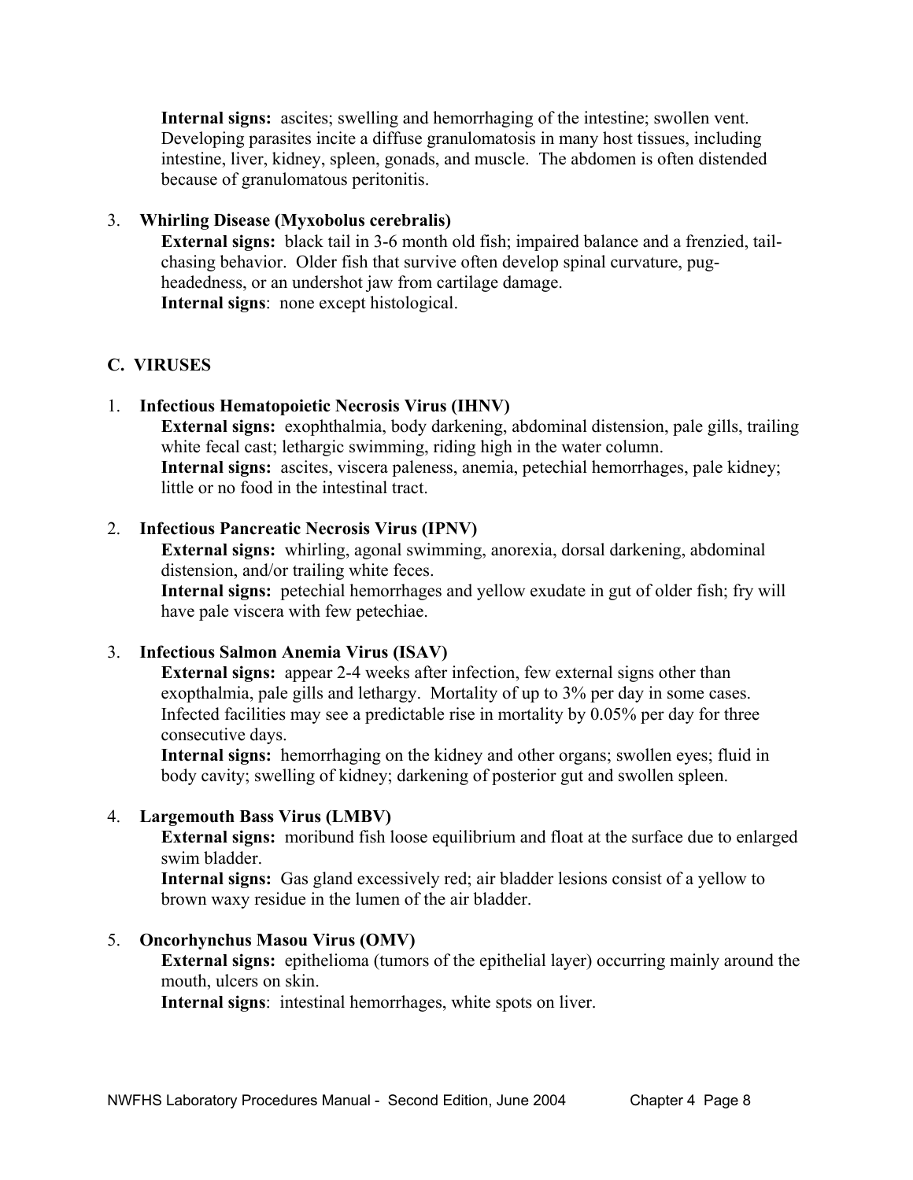**Internal signs:** ascites; swelling and hemorrhaging of the intestine; swollen vent. Developing parasites incite a diffuse granulomatosis in many host tissues, including intestine, liver, kidney, spleen, gonads, and muscle. The abdomen is often distended because of granulomatous peritonitis.

3. **Whirling Disease (Myxobolus cerebralis)**

   **External signs:** black tail in 3-6 month old fish; impaired balance and a frenzied, tail-chasing behavior. Older fish that survive often develop spinal curvature, pug-headedness, or an undershot jaw from cartilage damage.
   **Internal signs**: none except histological.

## C. VIRUSES

1. **Infectious Hematopoietic Necrosis Virus (IHNV)**

   **External signs:** exophthalmia, body darkening, abdominal distension, pale gills, trailing white fecal cast; lethargic swimming, riding high in the water column.
   **Internal signs:** ascites, viscera paleness, anemia, petechial hemorrhages, pale kidney; little or no food in the intestinal tract.

2. **Infectious Pancreatic Necrosis Virus (IPNV)**

   **External signs:** whirling, agonal swimming, anorexia, dorsal darkening, abdominal distension, and/or trailing white feces.
   **Internal signs:** petechial hemorrhages and yellow exudate in gut of older fish; fry will have pale viscera with few petechiae.

3. **Infectious Salmon Anemia Virus (ISAV)**

   **External signs:** appear 2-4 weeks after infection, few external signs other than exopthalmia, pale gills and lethargy. Mortality of up to 3% per day in some cases. Infected facilities may see a predictable rise in mortality by 0.05% per day for three consecutive days.
   **Internal signs:** hemorrhaging on the kidney and other organs; swollen eyes; fluid in body cavity; swelling of kidney; darkening of posterior gut and swollen spleen.

4. **Largemouth Bass Virus (LMBV)**

   **External signs:** moribund fish loose equilibrium and float at the surface due to enlarged swim bladder.
   **Internal signs:** Gas gland excessively red; air bladder lesions consist of a yellow to brown waxy residue in the lumen of the air bladder.

5. **Oncorhynchus Masou Virus (OMV)**

   **External signs:** epithelioma (tumors of the epithelial layer) occurring mainly around the mouth, ulcers on skin.
   **Internal signs**: intestinal hemorrhages, white spots on liver.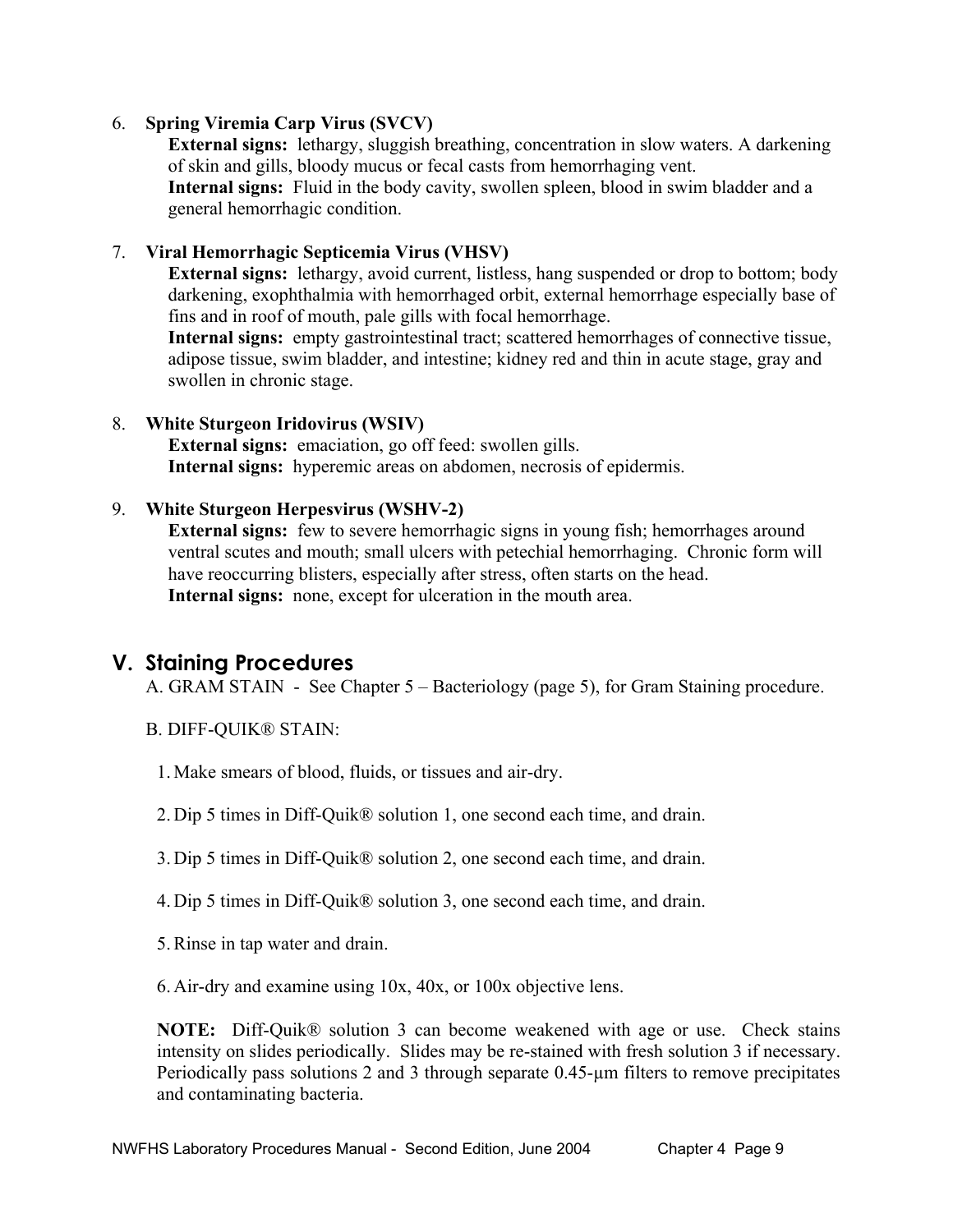6. **Spring Viremia Carp Virus (SVCV)**

   **External signs:** lethargy, sluggish breathing, concentration in slow waters. A darkening of skin and gills, bloody mucus or fecal casts from hemorrhaging vent.

   **Internal signs:** Fluid in the body cavity, swollen spleen, blood in swim bladder and a general hemorrhagic condition.

7. **Viral Hemorrhagic Septicemia Virus (VHSV)**

   **External signs:** lethargy, avoid current, listless, hang suspended or drop to bottom; body darkening, exophthalmia with hemorrhaged orbit, external hemorrhage especially base of fins and in roof of mouth, pale gills with focal hemorrhage.

   **Internal signs:** empty gastrointestinal tract; scattered hemorrhages of connective tissue, adipose tissue, swim bladder, and intestine; kidney red and thin in acute stage, gray and swollen in chronic stage.

8. **White Sturgeon Iridovirus (WSIV)**

   **External signs:** emaciation, go off feed: swollen gills.

   **Internal signs:** hyperemic areas on abdomen, necrosis of epidermis.

9. **White Sturgeon Herpesvirus (WSHV-2)**

   **External signs:** few to severe hemorrhagic signs in young fish; hemorrhages around ventral scutes and mouth; small ulcers with petechial hemorrhaging. Chronic form will have reoccurring blisters, especially after stress, often starts on the head.

   **Internal signs:** none, except for ulceration in the mouth area.

## V. Staining Procedures

A. GRAM STAIN - See Chapter 5 – Bacteriology (page 5), for Gram Staining procedure.

B. DIFF-QUIK® STAIN:

1. Make smears of blood, fluids, or tissues and air-dry.
2. Dip 5 times in Diff-Quik® solution 1, one second each time, and drain.
3. Dip 5 times in Diff-Quik® solution 2, one second each time, and drain.
4. Dip 5 times in Diff-Quik® solution 3, one second each time, and drain.
5. Rinse in tap water and drain.
6. Air-dry and examine using 10x, 40x, or 100x objective lens.

**NOTE:** Diff-Quik® solution 3 can become weakened with age or use. Check stains intensity on slides periodically. Slides may be re-stained with fresh solution 3 if necessary. Periodically pass solutions 2 and 3 through separate 0.45-µm filters to remove precipitates and contaminating bacteria.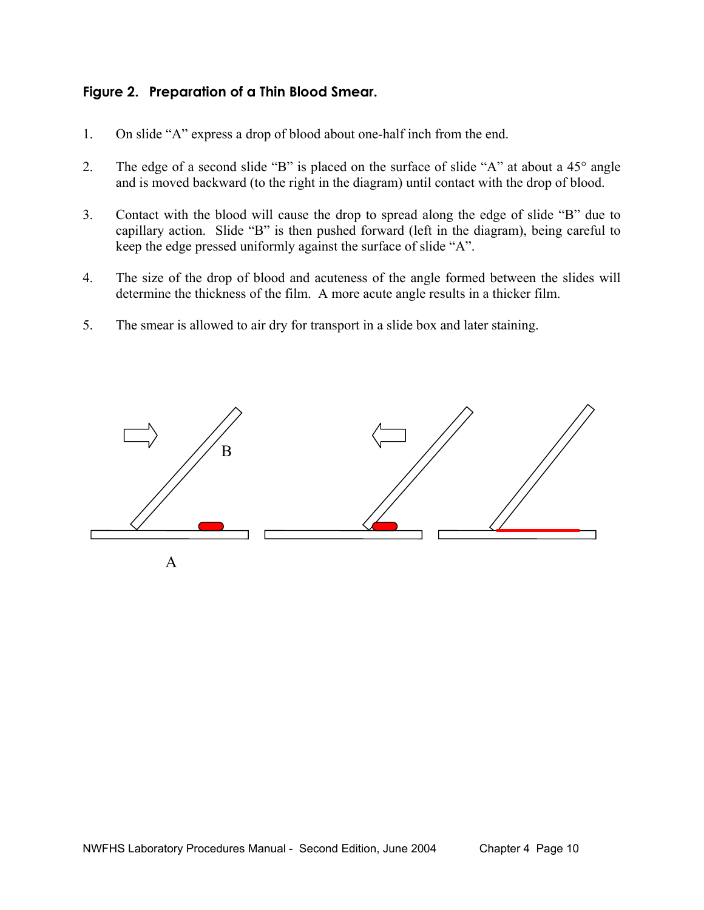**Figure 2. Preparation of a Thin Blood Smear.**

1. On slide “A” express a drop of blood about one-half inch from the end.

2. The edge of a second slide “B” is placed on the surface of slide “A” at about a 45° angle and is moved backward (to the right in the diagram) until contact with the drop of blood.

3. Contact with the blood will cause the drop to spread along the edge of slide “B” due to capillary action. Slide “B” is then pushed forward (left in the diagram), being careful to keep the edge pressed uniformly against the surface of slide “A”.

4. The size of the drop of blood and acuteness of the angle formed between the slides will determine the thickness of the film. A more acute angle results in a thicker film.

5. The smear is allowed to air dry for transport in a slide box and later staining.

B

A